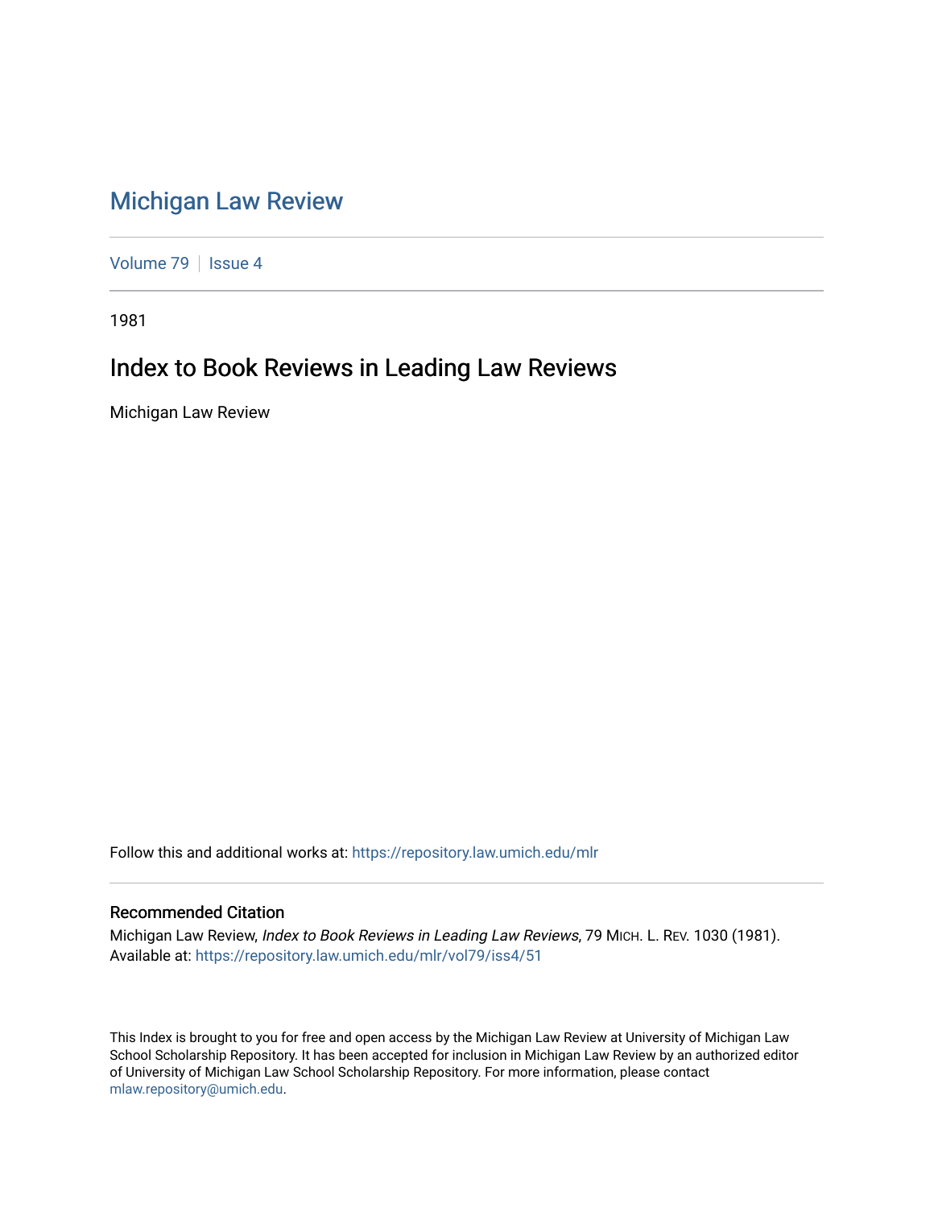# Michigan Law Review

Volume 79 | Issue 4

1981

## Index to Book Reviews in Leading Law Reviews

Michigan Law Review

Follow this and additional works at: https://repository.law.umich.edu/mlr

### Recommended Citation

Michigan Law Review, *Index to Book Reviews in Leading Law Reviews*, 79 MICH. L. REV. 1030 (1981).
Available at: https://repository.law.umich.edu/mlr/vol79/iss4/51

This Index is brought to you for free and open access by the Michigan Law Review at University of Michigan Law School Scholarship Repository. It has been accepted for inclusion in Michigan Law Review by an authorized editor of University of Michigan Law School Scholarship Repository. For more information, please contact mlaw.repository@umich.edu.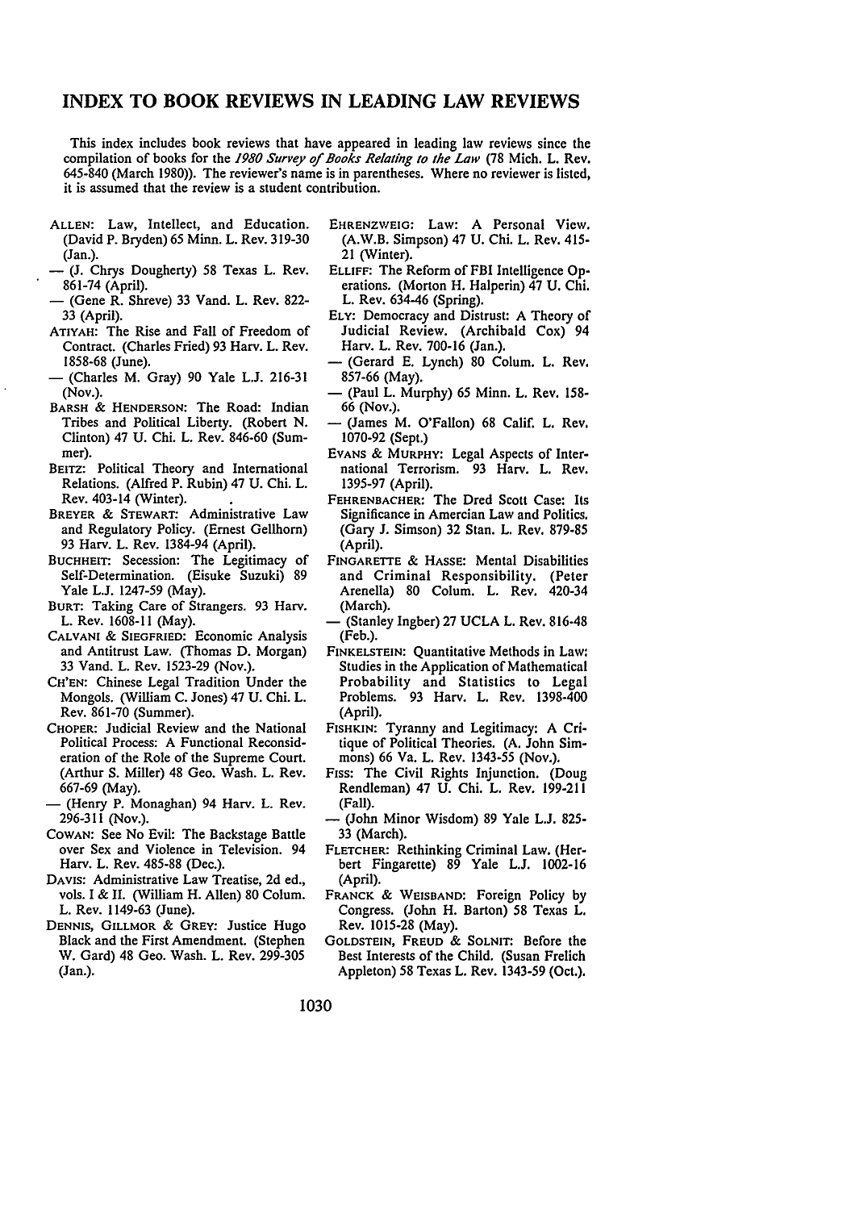## INDEX TO BOOK REVIEWS IN LEADING LAW REVIEWS

This index includes book reviews that have appeared in leading law reviews since the compilation of books for the *1980 Survey of Books Relating to the Law* (78 Mich. L. Rev. 645-840 (March 1980)). The reviewer's name is in parentheses. Where no reviewer is listed, it is assumed that the review is a student contribution.

ALLEN: Law, Intellect, and Education. (David P. Bryden) 65 Minn. L. Rev. 319-30 (Jan.).
— (J. Chrys Dougherty) 58 Texas L. Rev. 861-74 (April).
— (Gene R. Shreve) 33 Vand. L. Rev. 822-33 (April).

ATIYAH: The Rise and Fall of Freedom of Contract. (Charles Fried) 93 Harv. L. Rev. 1858-68 (June).
— (Charles M. Gray) 90 Yale L.J. 216-31 (Nov.).

BARSH & HENDERSON: The Road: Indian Tribes and Political Liberty. (Robert N. Clinton) 47 U. Chi. L. Rev. 846-60 (Summer).

BEITZ: Political Theory and International Relations. (Alfred P. Rubin) 47 U. Chi. L. Rev. 403-14 (Winter).

BREYER & STEWART: Administrative Law and Regulatory Policy. (Ernest Gellhorn) 93 Harv. L. Rev. 1384-94 (April).

BUCHHEIT: Secession: The Legitimacy of Self-Determination. (Eisuke Suzuki) 89 Yale L.J. 1247-59 (May).

BURT: Taking Care of Strangers. 93 Harv. L. Rev. 1608-11 (May).

CALVANI & SIEGFRIED: Economic Analysis and Antitrust Law. (Thomas D. Morgan) 33 Vand. L. Rev. 1523-29 (Nov.).

CH'EN: Chinese Legal Tradition Under the Mongols. (William C. Jones) 47 U. Chi. L. Rev. 861-70 (Summer).

CHOPER: Judicial Review and the National Political Process: A Functional Reconsideration of the Role of the Supreme Court. (Arthur S. Miller) 48 Geo. Wash. L. Rev. 667-69 (May).
— (Henry P. Monaghan) 94 Harv. L. Rev. 296-311 (Nov.).

COWAN: See No Evil: The Backstage Battle over Sex and Violence in Television. 94 Harv. L. Rev. 485-88 (Dec.).

DAVIS: Administrative Law Treatise, 2d ed., vols. I & II. (William H. Allen) 80 Colum. L. Rev. 1149-63 (June).

DENNIS, GILLMOR & GREY: Justice Hugo Black and the First Amendment. (Stephen W. Gard) 48 Geo. Wash. L. Rev. 299-305 (Jan.).

EHRENZWEIG: Law: A Personal View. (A.W.B. Simpson) 47 U. Chi. L. Rev. 415-21 (Winter).

ELLIFF: The Reform of FBI Intelligence Operations. (Morton H. Halperin) 47 U. Chi. L. Rev. 634-46 (Spring).

ELY: Democracy and Distrust: A Theory of Judicial Review. (Archibald Cox) 94 Harv. L. Rev. 700-16 (Jan.).
— (Gerard E. Lynch) 80 Colum. L. Rev. 857-66 (May).
— (Paul L. Murphy) 65 Minn. L. Rev. 158-66 (Nov.).
— (James M. O'Fallon) 68 Calif. L. Rev. 1070-92 (Sept.)

EVANS & MURPHY: Legal Aspects of International Terrorism. 93 Harv. L. Rev. 1395-97 (April).

FEHRENBACHER: The Dred Scott Case: Its Significance in Amercian Law and Politics. (Gary J. Simson) 32 Stan. L. Rev. 879-85 (April).

FINGARETTE & HASSE: Mental Disabilities and Criminal Responsibility. (Peter Arenella) 80 Colum. L. Rev. 420-34 (March).
— (Stanley Ingber) 27 UCLA L. Rev. 816-48 (Feb.).

FINKELSTEIN: Quantitative Methods in Law: Studies in the Application of Mathematical Probability and Statistics to Legal Problems. 93 Harv. L. Rev. 1398-400 (April).

FISHKIN: Tyranny and Legitimacy: A Critique of Political Theories. (A. John Simmons) 66 Va. L. Rev. 1343-55 (Nov.).

FISS: The Civil Rights Injunction. (Doug Rendleman) 47 U. Chi. L. Rev. 199-211 (Fall).
— (John Minor Wisdom) 89 Yale L.J. 825-33 (March).

FLETCHER: Rethinking Criminal Law. (Herbert Fingarette) 89 Yale L.J. 1002-16 (April).

FRANCK & WEISBAND: Foreign Policy by Congress. (John H. Barton) 58 Texas L. Rev. 1015-28 (May).

GOLDSTEIN, FREUD & SOLNIT: Before the Best Interests of the Child. (Susan Frelich Appleton) 58 Texas L. Rev. 1343-59 (Oct.).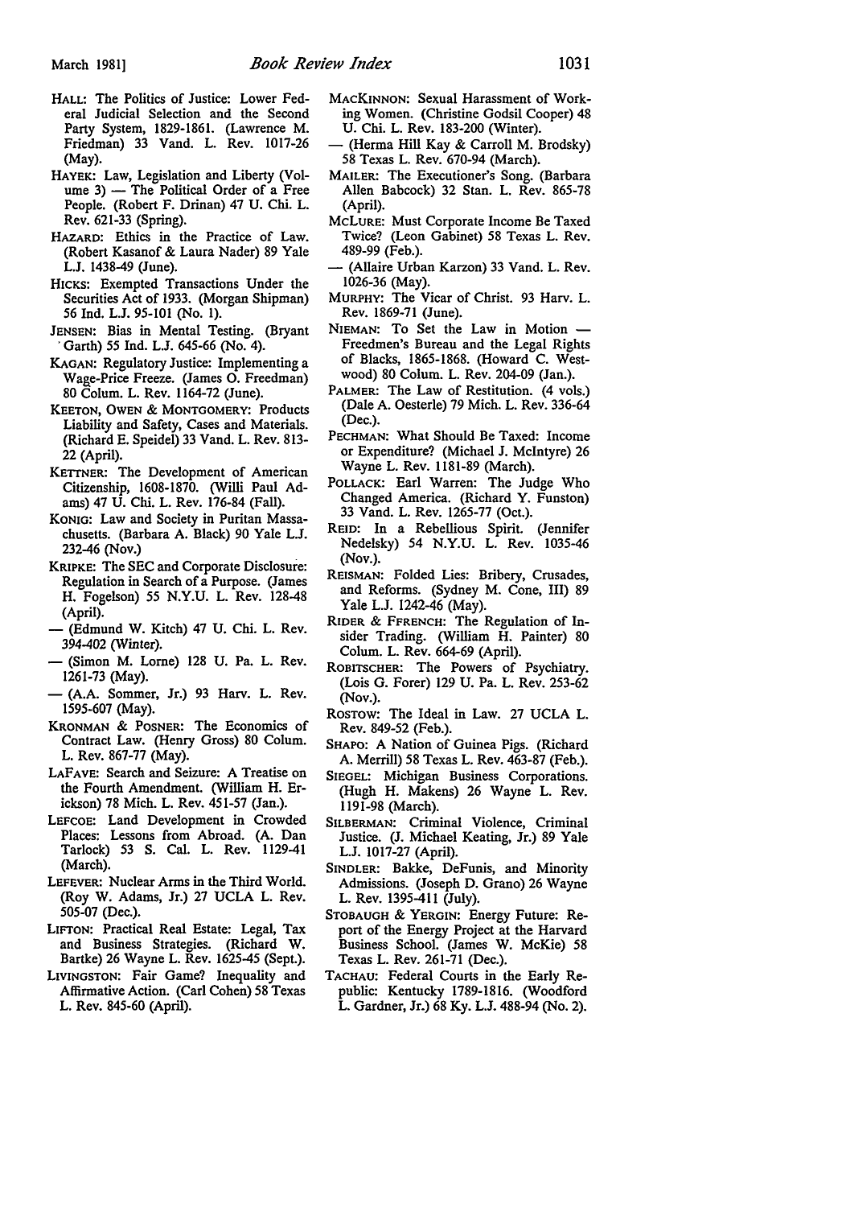HALL: The Politics of Justice: Lower Federal Judicial Selection and the Second Party System, 1829-1861. (Lawrence M. Friedman) 33 Vand. L. Rev. 1017-26 (May).

HAYEK: Law, Legislation and Liberty (Volume 3) — The Political Order of a Free People. (Robert F. Drinan) 47 U. Chi. L. Rev. 621-33 (Spring).

HAZARD: Ethics in the Practice of Law. (Robert Kasanof & Laura Nader) 89 Yale L.J. 1438-49 (June).

HICKS: Exempted Transactions Under the Securities Act of 1933. (Morgan Shipman) 56 Ind. L.J. 95-101 (No. 1).

JENSEN: Bias in Mental Testing. (Bryant Garth) 55 Ind. L.J. 645-66 (No. 4).

KAGAN: Regulatory Justice: Implementing a Wage-Price Freeze. (James O. Freedman) 80 Colum. L. Rev. 1164-72 (June).

KEETON, OWEN & MONTGOMERY: Products Liability and Safety, Cases and Materials. (Richard E. Speidel) 33 Vand. L. Rev. 813-22 (April).

KETTNER: The Development of American Citizenship, 1608-1870. (Willi Paul Adams) 47 U. Chi. L. Rev. 176-84 (Fall).

KONIG: Law and Society in Puritan Massachusetts. (Barbara A. Black) 90 Yale L.J. 232-46 (Nov.)

KRIPKE: The SEC and Corporate Disclosure: Regulation in Search of a Purpose. (James H. Fogelson) 55 N.Y.U. L. Rev. 128-48 (April).

— (Edmund W. Kitch) 47 U. Chi. L. Rev. 394-402 (Winter).

— (Simon M. Lorne) 128 U. Pa. L. Rev. 1261-73 (May).

— (A.A. Sommer, Jr.) 93 Harv. L. Rev. 1595-607 (May).

KRONMAN & POSNER: The Economics of Contract Law. (Henry Gross) 80 Colum. L. Rev. 867-77 (May).

LAFAVE: Search and Seizure: A Treatise on the Fourth Amendment. (William H. Erickson) 78 Mich. L. Rev. 451-57 (Jan.).

LEFCOE: Land Development in Crowded Places: Lessons from Abroad. (A. Dan Tarlock) 53 S. Cal. L. Rev. 1129-41 (March).

LEFEVER: Nuclear Arms in the Third World. (Roy W. Adams, Jr.) 27 UCLA L. Rev. 505-07 (Dec.).

LIFTON: Practical Real Estate: Legal, Tax and Business Strategies. (Richard W. Bartke) 26 Wayne L. Rev. 1625-45 (Sept.).

LIVINGSTON: Fair Game? Inequality and Affirmative Action. (Carl Cohen) 58 Texas L. Rev. 845-60 (April).

MACKINNON: Sexual Harassment of Working Women. (Christine Godsil Cooper) 48 U. Chi. L. Rev. 183-200 (Winter).

— (Herma Hill Kay & Carroll M. Brodsky) 58 Texas L. Rev. 670-94 (March).

MAILER: The Executioner's Song. (Barbara Allen Babcock) 32 Stan. L. Rev. 865-78 (April).

MCLURE: Must Corporate Income Be Taxed Twice? (Leon Gabinet) 58 Texas L. Rev. 489-99 (Feb.).

— (Allaire Urban Karzon) 33 Vand. L. Rev. 1026-36 (May).

MURPHY: The Vicar of Christ. 93 Harv. L. Rev. 1869-71 (June).

NIEMAN: To Set the Law in Motion — Freedmen's Bureau and the Legal Rights of Blacks, 1865-1868. (Howard C. Westwood) 80 Colum. L. Rev. 204-09 (Jan.).

PALMER: The Law of Restitution. (4 vols.) (Dale A. Oesterle) 79 Mich. L. Rev. 336-64 (Dec.).

PECHMAN: What Should Be Taxed: Income or Expenditure? (Michael J. McIntyre) 26 Wayne L. Rev. 1181-89 (March).

POLLACK: Earl Warren: The Judge Who Changed America. (Richard Y. Funston) 33 Vand. L. Rev. 1265-77 (Oct.).

REID: In a Rebellious Spirit. (Jennifer Nedelsky) 54 N.Y.U. L. Rev. 1035-46 (Nov.).

REISMAN: Folded Lies: Bribery, Crusades, and Reforms. (Sydney M. Cone, III) 89 Yale L.J. 1242-46 (May).

RIDER & FFRENCH: The Regulation of Insider Trading. (William H. Painter) 80 Colum. L. Rev. 664-69 (April).

ROBITSCHER: The Powers of Psychiatry. (Lois G. Forer) 129 U. Pa. L. Rev. 253-62 (Nov.).

ROSTOW: The Ideal in Law. 27 UCLA L. Rev. 849-52 (Feb.).

SHAPO: A Nation of Guinea Pigs. (Richard A. Merrill) 58 Texas L. Rev. 463-87 (Feb.).

SIEGEL: Michigan Business Corporations. (Hugh H. Makens) 26 Wayne L. Rev. 1191-98 (March).

SILBERMAN: Criminal Violence, Criminal Justice. (J. Michael Keating, Jr.) 89 Yale L.J. 1017-27 (April).

SINDLER: Bakke, DeFunis, and Minority Admissions. (Joseph D. Grano) 26 Wayne L. Rev. 1395-411 (July).

STOBAUGH & YERGIN: Energy Future: Report of the Energy Project at the Harvard Business School. (James W. McKie) 58 Texas L. Rev. 261-71 (Dec.).

TACHAU: Federal Courts in the Early Republic: Kentucky 1789-1816. (Woodford L. Gardner, Jr.) 68 Ky. L.J. 488-94 (No. 2).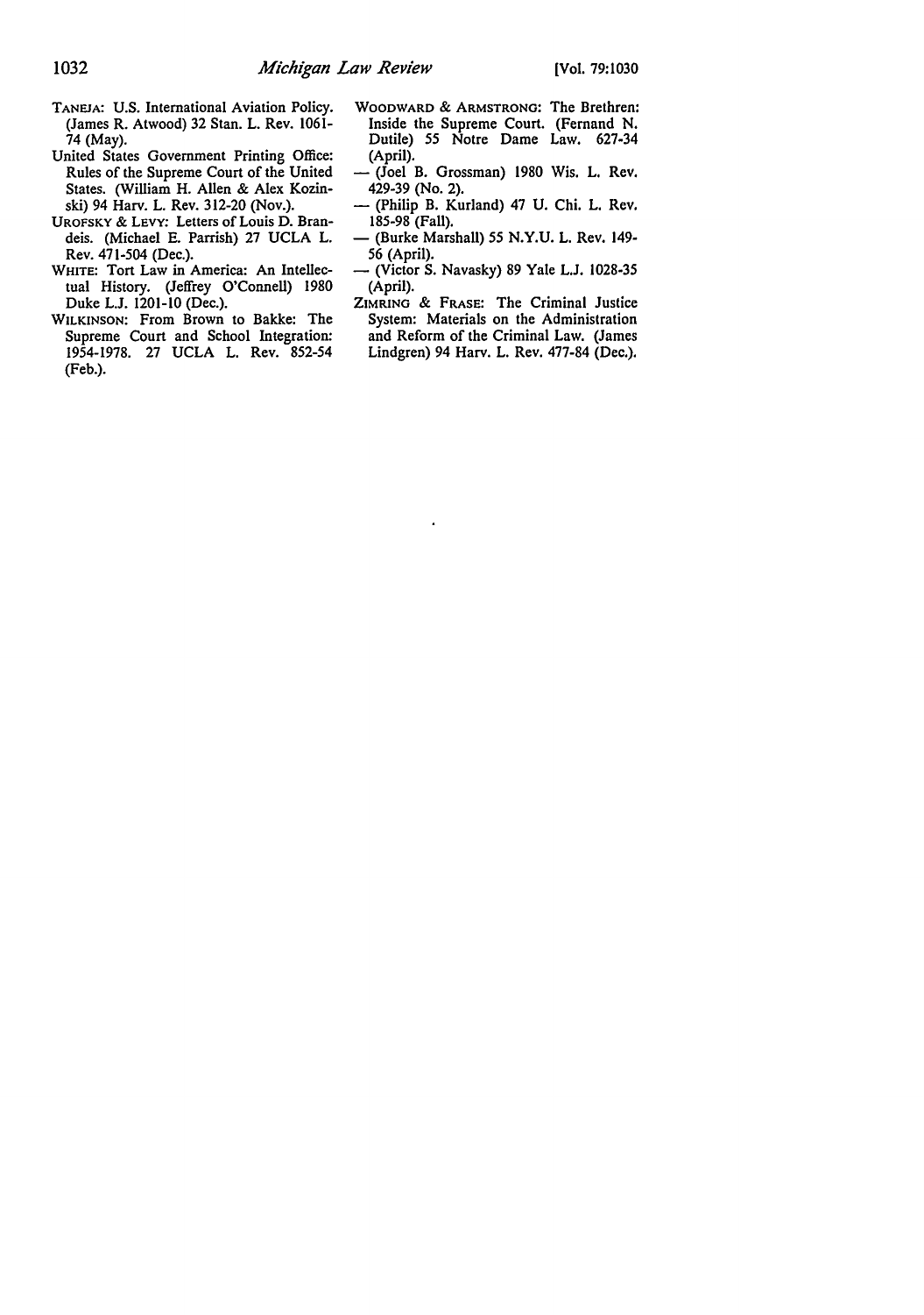TANEJA: U.S. International Aviation Policy. (James R. Atwood) 32 Stan. L. Rev. 1061-74 (May).

United States Government Printing Office: Rules of the Supreme Court of the United States. (William H. Allen & Alex Kozinski) 94 Harv. L. Rev. 312-20 (Nov.).

UROFSKY & LEVY: Letters of Louis D. Brandeis. (Michael E. Parrish) 27 UCLA L. Rev. 471-504 (Dec.).

WHITE: Tort Law in America: An Intellectual History. (Jeffrey O'Connell) 1980 Duke L.J. 1201-10 (Dec.).

WILKINSON: From Brown to Bakke: The Supreme Court and School Integration: 1954-1978. 27 UCLA L. Rev. 852-54 (Feb.).

WOODWARD & ARMSTRONG: The Brethren: Inside the Supreme Court. (Fernand N. Dutile) 55 Notre Dame Law. 627-34 (April).

— (Joel B. Grossman) 1980 Wis. L. Rev. 429-39 (No. 2).

— (Philip B. Kurland) 47 U. Chi. L. Rev. 185-98 (Fall).

— (Burke Marshall) 55 N.Y.U. L. Rev. 149-56 (April).

— (Victor S. Navasky) 89 Yale L.J. 1028-35 (April).

ZIMRING & FRASE: The Criminal Justice System: Materials on the Administration and Reform of the Criminal Law. (James Lindgren) 94 Harv. L. Rev. 477-84 (Dec.).